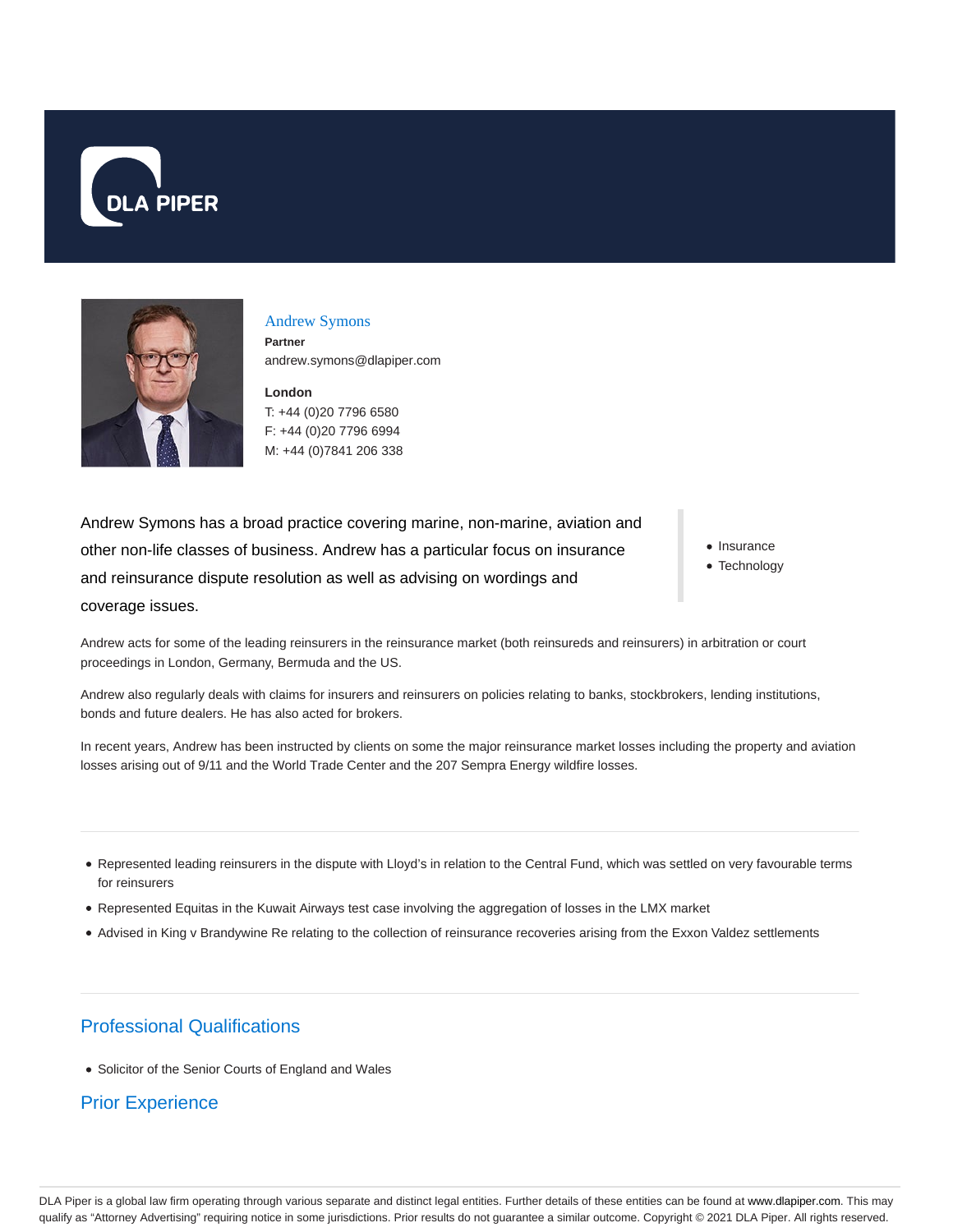DLA PIPER

## Andrew Symons

**Partner**

andrew.symons@dlapiper.com

**London**

T: +44 (0)20 7796 6580

F: +44 (0)20 7796 6994

M: +44 (0)7841 206 338

Andrew Symons has a broad practice covering marine, non-marine, aviation and other non-life classes of business. Andrew has a particular focus on insurance and reinsurance dispute resolution as well as advising on wordings and coverage issues.

- Insurance
- Technology

Andrew acts for some of the leading reinsurers in the reinsurance market (both reinsureds and reinsurers) in arbitration or court proceedings in London, Germany, Bermuda and the US.

Andrew also regularly deals with claims for insurers and reinsurers on policies relating to banks, stockbrokers, lending institutions, bonds and future dealers. He has also acted for brokers.

In recent years, Andrew has been instructed by clients on some the major reinsurance market losses including the property and aviation losses arising out of 9/11 and the World Trade Center and the 207 Sempra Energy wildfire losses.

- Represented leading reinsurers in the dispute with Lloyd's in relation to the Central Fund, which was settled on very favourable terms for reinsurers
- Represented Equitas in the Kuwait Airways test case involving the aggregation of losses in the LMX market
- Advised in King v Brandywine Re relating to the collection of reinsurance recoveries arising from the Exxon Valdez settlements

## Professional Qualifications

- Solicitor of the Senior Courts of England and Wales

## Prior Experience

DLA Piper is a global law firm operating through various separate and distinct legal entities. Further details of these entities can be found at www.dlapiper.com. This may qualify as "Attorney Advertising" requiring notice in some jurisdictions. Prior results do not guarantee a similar outcome. Copyright © 2021 DLA Piper. All rights reserved.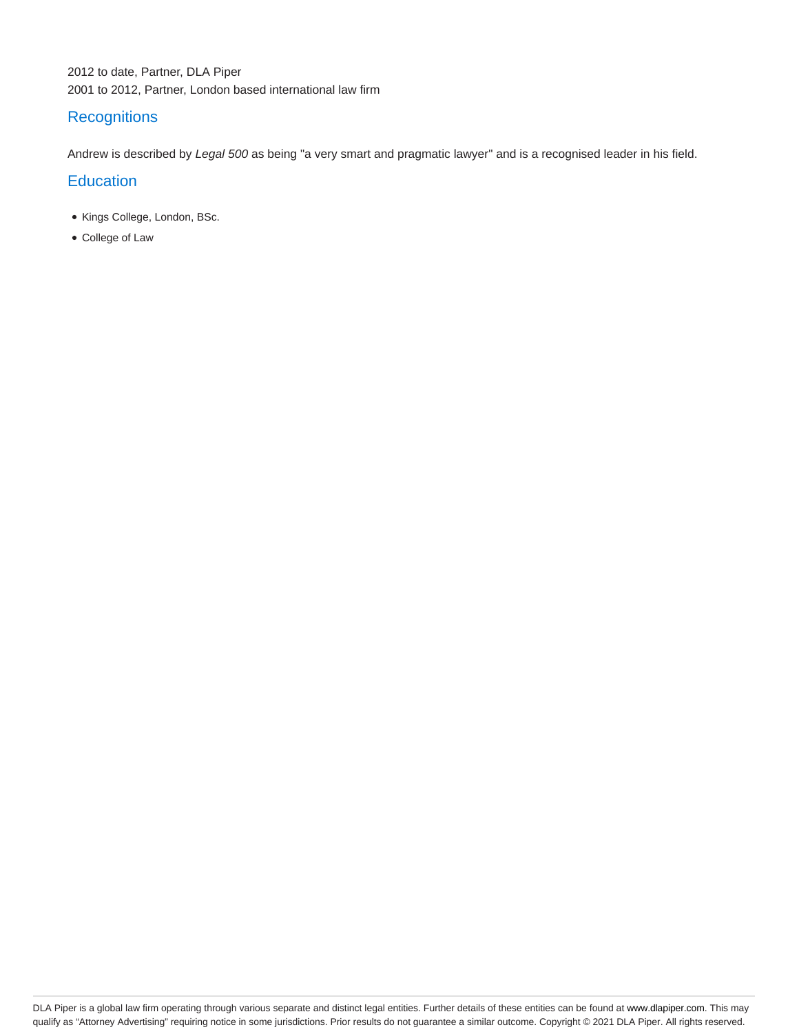2012 to date, Partner, DLA Piper
2001 to 2012, Partner, London based international law firm

## Recognitions

Andrew is described by *Legal 500* as being "a very smart and pragmatic lawyer" and is a recognised leader in his field.

## Education

- Kings College, London, BSc.
- College of Law